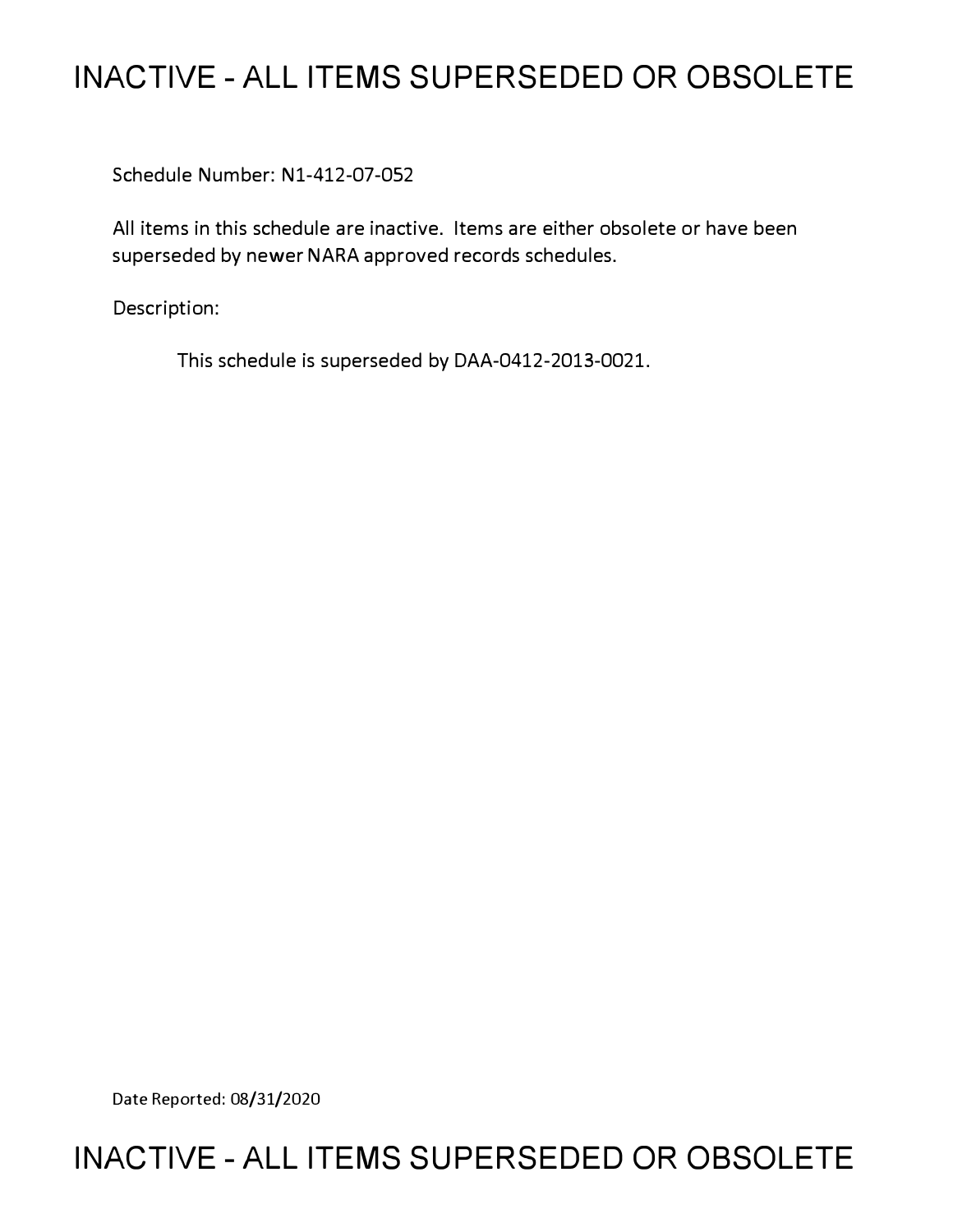# INACTIVE - ALL ITEMS SUPERSEDED OR OBSOLETE

Schedule Number: N1-412-07-052

All items in this schedule are inactive. Items are either obsolete or have been superseded by newer NARA approved records schedules.

Description:

This schedule is superseded by DAA-0412-2013-0021.

Date Reported: 08/31/2020

# INACTIVE - ALL ITEMS SUPERSEDED OR OBSOLETE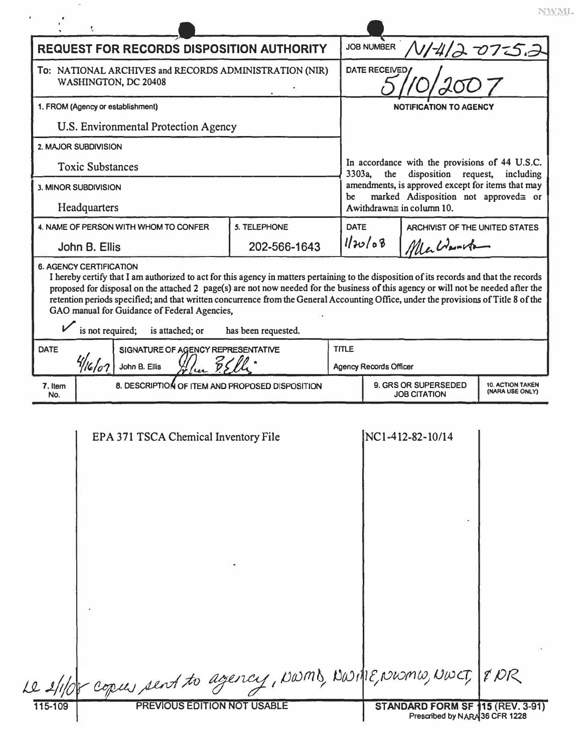# REQUEST FOR RECORDS DISPOSITION AUTHORITY

**JOB NUMBER** N1-412-07-5.2

**To:** NATIONAL ARCHIVES and RECORDS ADMINISTRATION (NIR) WASHINGTON, DC 20408

**DATE RECEIVED** 5/10/2007

**1. FROM (Agency or establishment)**

U.S. Environmental Protection Agency

**2. MAJOR SUBDIVISION**

Toxic Substances

**3. MINOR SUBDIVISION**

Headquarters

**NOTIFICATION TO AGENCY**

In accordance with the provisions of 44 U.S.C. 3303a, the disposition request, including amendments, is approved except for items that may be marked Adisposition not approved≅ or Awithdrawn≅ in column 10.

| 4. NAME OF PERSON WITH WHOM TO CONFER | 5. TELEPHONE | DATE | ARCHIVIST OF THE UNITED STATES |
|---|---|---|---|
| John B. Ellis | 202-566-1643 | 1/20/08 | [signature] |

**6. AGENCY CERTIFICATION**

I hereby certify that I am authorized to act for this agency in matters pertaining to the disposition of its records and that the records proposed for disposal on the attached 2 page(s) are not now needed for the business of this agency or will not be needed after the retention periods specified; and that written concurrence from the General Accounting Office, under the provisions of Title 8 of the GAO manual for Guidance of Federal Agencies,

✓ is not required; is attached; or has been requested.

| DATE | SIGNATURE OF AGENCY REPRESENTATIVE | TITLE |
|---|---|---|
| 4/16/07 | John B. Ellis [signature] | Agency Records Officer |

| 7. Item No. | 8. DESCRIPTION OF ITEM AND PROPOSED DISPOSITION | 9. GRS OR SUPERSEDED JOB CITATION | 10. ACTION TAKEN (NARA USE ONLY) |
|---|---|---|---|
| | EPA 371 TSCA Chemical Inventory File | NC1-412-82-10/14 | |

le 2/1/08 copies sent to agency, NWMD, NWME, NWMW, NWCT, & DR

115-109 PREVIOUS EDITION NOT USABLE

STANDARD FORM SF 115 (REV. 3-91) Prescribed by NARA 36 CFR 1228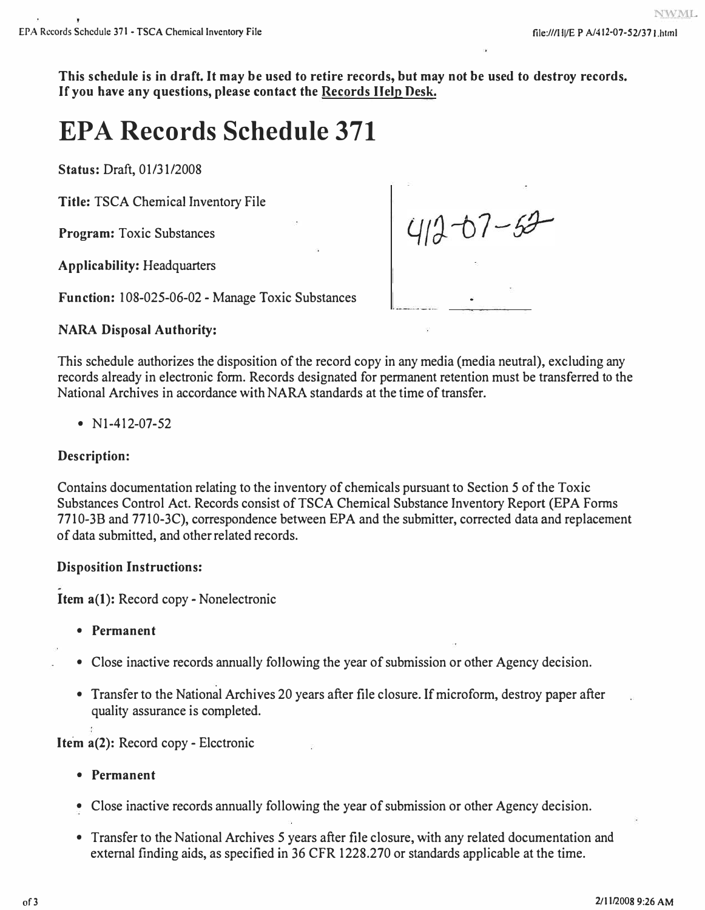This schedule is in draft. It may be used to retire records, but may not be used to destroy records. If you have any questions, please contact the Records Help Desk.

# EPA Records Schedule 371

**Status:** Draft, 01/31/2008

**Title:** TSCA Chemical Inventory File

**Program:** Toxic Substances

**Applicability:** Headquarters

**Function:** 108-025-06-02 - Manage Toxic Substances

412-07-52

**NARA Disposal Authority:**

This schedule authorizes the disposition of the record copy in any media (media neutral), excluding any records already in electronic form. Records designated for permanent retention must be transferred to the National Archives in accordance with NARA standards at the time of transfer.

- N1-412-07-52

**Description:**

Contains documentation relating to the inventory of chemicals pursuant to Section 5 of the Toxic Substances Control Act. Records consist of TSCA Chemical Substance Inventory Report (EPA Forms 7710-3B and 7710-3C), correspondence between EPA and the submitter, corrected data and replacement of data submitted, and other related records.

**Disposition Instructions:**

**Item a(1):** Record copy - Nonelectronic

- **Permanent**
- Close inactive records annually following the year of submission or other Agency decision.
- Transfer to the National Archives 20 years after file closure. If microform, destroy paper after quality assurance is completed.

**Item a(2):** Record copy - Electronic

- **Permanent**
- Close inactive records annually following the year of submission or other Agency decision.
- Transfer to the National Archives 5 years after file closure, with any related documentation and external finding aids, as specified in 36 CFR 1228.270 or standards applicable at the time.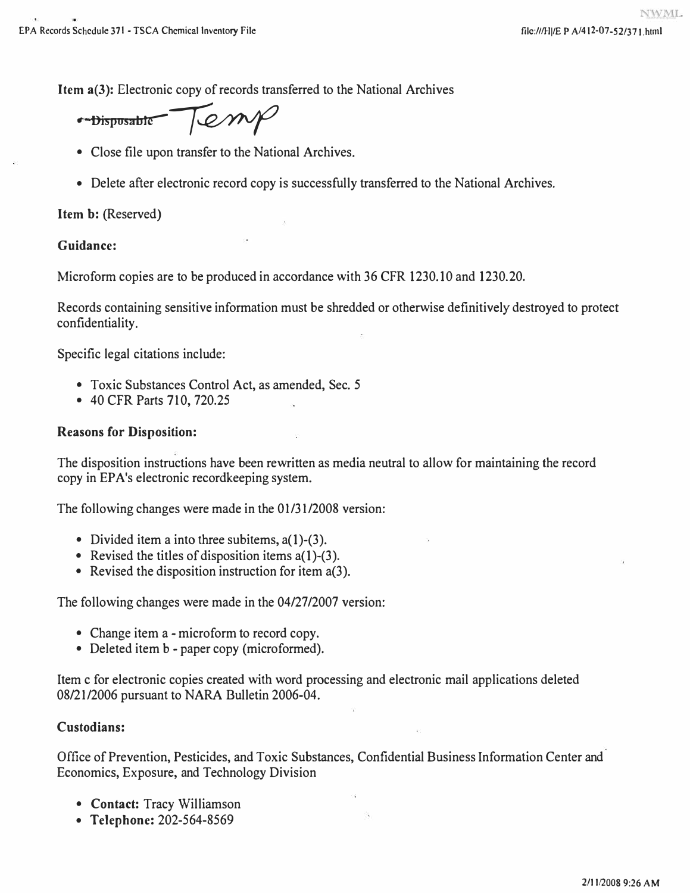**Item a(3):** Electronic copy of records transferred to the National Archives

~~Disposable~~ Temp

- Close file upon transfer to the National Archives.
- Delete after electronic record copy is successfully transferred to the National Archives.

**Item b:** (Reserved)

**Guidance:**

Microform copies are to be produced in accordance with 36 CFR 1230.10 and 1230.20.

Records containing sensitive information must be shredded or otherwise definitively destroyed to protect confidentiality.

Specific legal citations include:

- Toxic Substances Control Act, as amended, Sec. 5
- 40 CFR Parts 710, 720.25

**Reasons for Disposition:**

The disposition instructions have been rewritten as media neutral to allow for maintaining the record copy in EPA's electronic recordkeeping system.

The following changes were made in the 01/31/2008 version:

- Divided item a into three subitems, a(1)-(3).
- Revised the titles of disposition items a(1)-(3).
- Revised the disposition instruction for item a(3).

The following changes were made in the 04/27/2007 version:

- Change item a - microform to record copy.
- Deleted item b - paper copy (microformed).

Item c for electronic copies created with word processing and electronic mail applications deleted 08/21/2006 pursuant to NARA Bulletin 2006-04.

**Custodians:**

Office of Prevention, Pesticides, and Toxic Substances, Confidential Business Information Center and Economics, Exposure, and Technology Division

- **Contact:** Tracy Williamson
- **Telephone:** 202-564-8569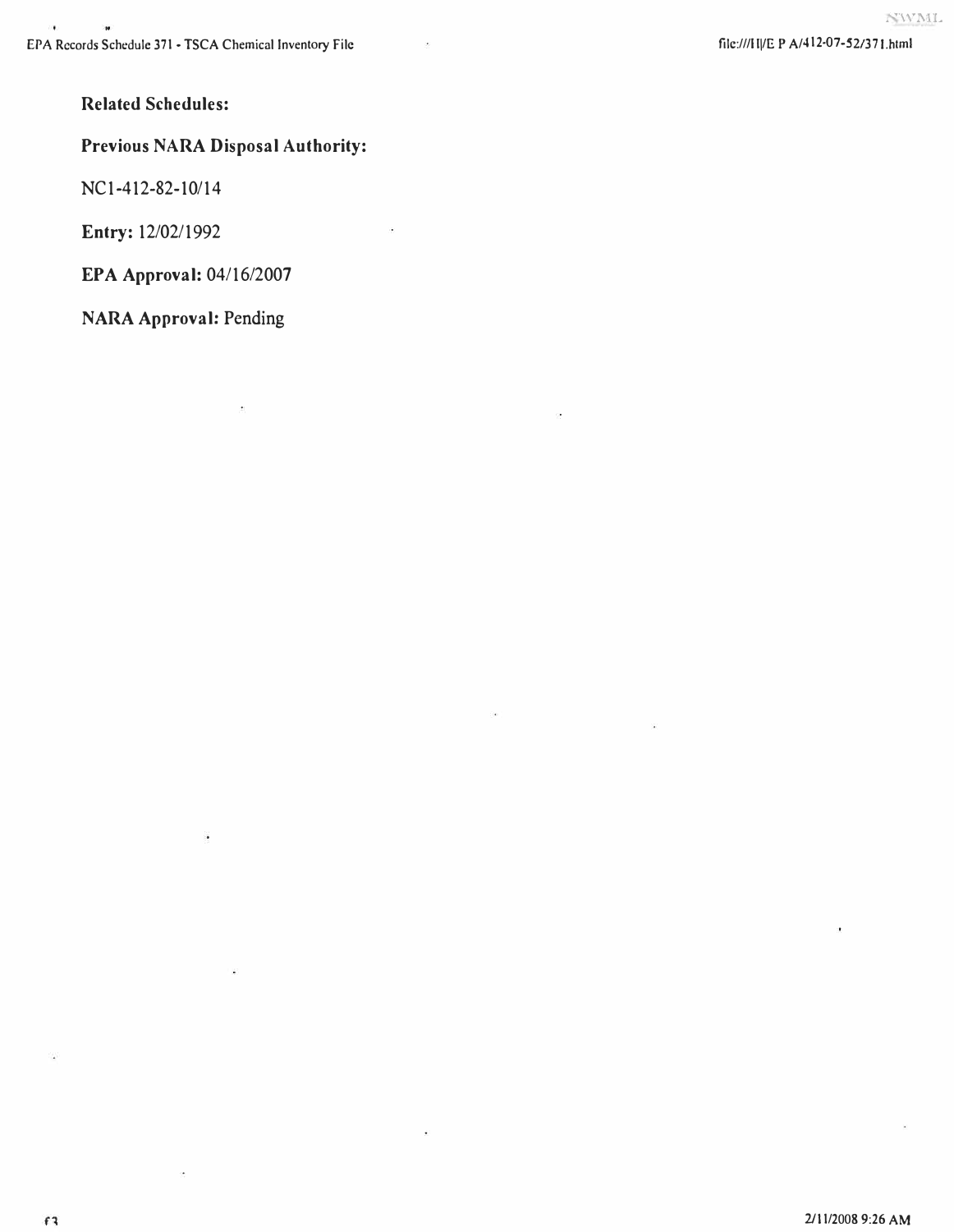**Related Schedules:**

**Previous NARA Disposal Authority:**

NC1-412-82-10/14

**Entry:** 12/02/1992

**EPA Approval:** 04/16/2007

**NARA Approval:** Pending